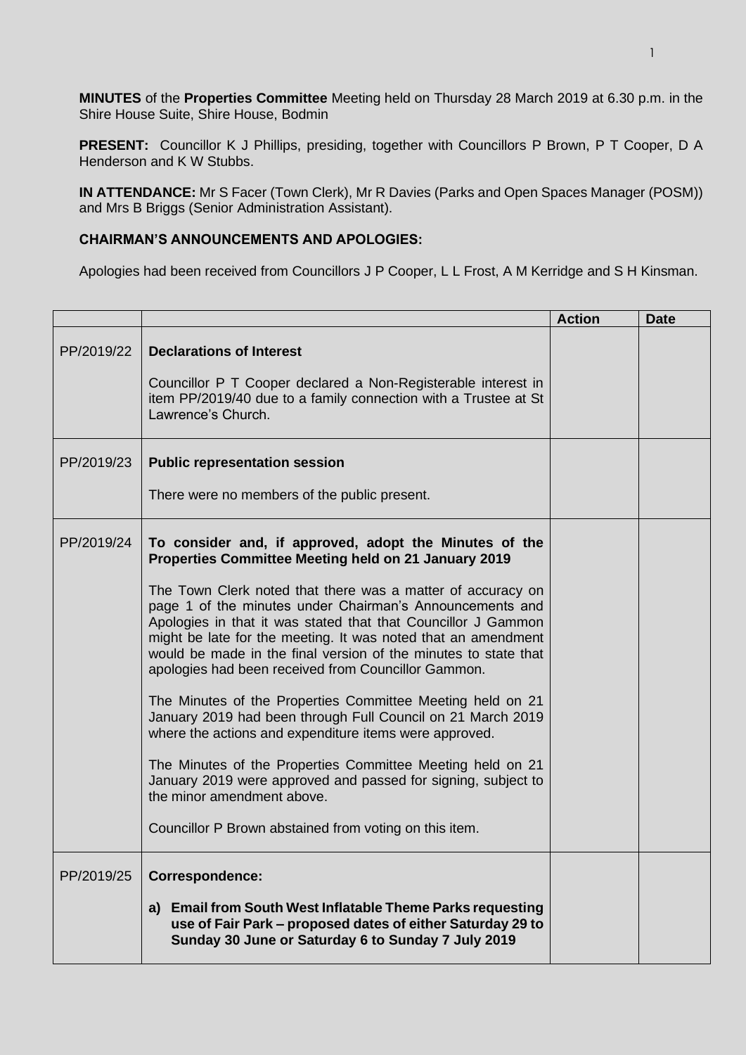**MINUTES** of the **Properties Committee** Meeting held on Thursday 28 March 2019 at 6.30 p.m. in the Shire House Suite, Shire House, Bodmin

**PRESENT:** Councillor K J Phillips, presiding, together with Councillors P Brown, P T Cooper, D A Henderson and K W Stubbs.

**IN ATTENDANCE:** Mr S Facer (Town Clerk), Mr R Davies (Parks and Open Spaces Manager (POSM)) and Mrs B Briggs (Senior Administration Assistant).

**CHAIRMAN'S ANNOUNCEMENTS AND APOLOGIES:**

Apologies had been received from Councillors J P Cooper, L L Frost, A M Kerridge and S H Kinsman.

| | | Action | Date |
|---|---|---|---|
| PP/2019/22 | **Declarations of Interest**<br><br>Councillor P T Cooper declared a Non-Registerable interest in item PP/2019/40 due to a family connection with a Trustee at St Lawrence's Church. | | |
| PP/2019/23 | **Public representation session**<br><br>There were no members of the public present. | | |
| PP/2019/24 | **To consider and, if approved, adopt the Minutes of the Properties Committee Meeting held on 21 January 2019**<br><br>The Town Clerk noted that there was a matter of accuracy on page 1 of the minutes under Chairman's Announcements and Apologies in that it was stated that that Councillor J Gammon might be late for the meeting. It was noted that an amendment would be made in the final version of the minutes to state that apologies had been received from Councillor Gammon.<br><br>The Minutes of the Properties Committee Meeting held on 21 January 2019 had been through Full Council on 21 March 2019 where the actions and expenditure items were approved.<br><br>The Minutes of the Properties Committee Meeting held on 21 January 2019 were approved and passed for signing, subject to the minor amendment above.<br><br>Councillor P Brown abstained from voting on this item. | | |
| PP/2019/25 | **Correspondence:**<br><br>**a) Email from South West Inflatable Theme Parks requesting use of Fair Park – proposed dates of either Saturday 29 to Sunday 30 June or Saturday 6 to Sunday 7 July 2019** | | |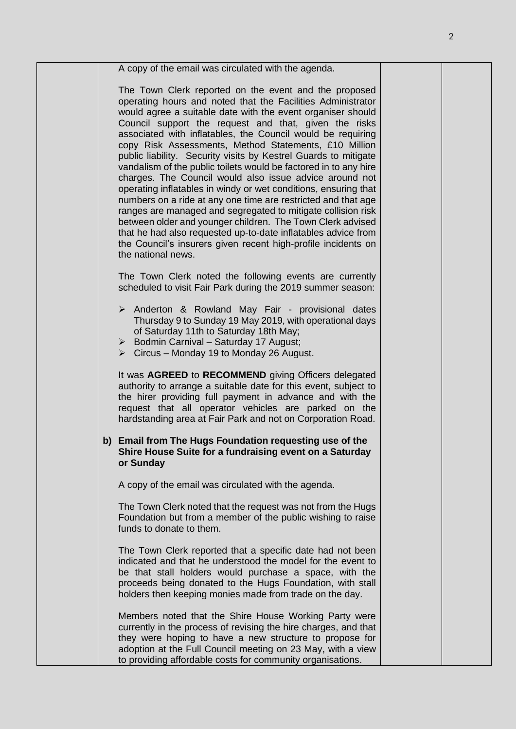A copy of the email was circulated with the agenda.

The Town Clerk reported on the event and the proposed operating hours and noted that the Facilities Administrator would agree a suitable date with the event organiser should Council support the request and that, given the risks associated with inflatables, the Council would be requiring copy Risk Assessments, Method Statements, £10 Million public liability. Security visits by Kestrel Guards to mitigate vandalism of the public toilets would be factored in to any hire charges. The Council would also issue advice around not operating inflatables in windy or wet conditions, ensuring that numbers on a ride at any one time are restricted and that age ranges are managed and segregated to mitigate collision risk between older and younger children. The Town Clerk advised that he had also requested up-to-date inflatables advice from the Council's insurers given recent high-profile incidents on the national news.

The Town Clerk noted the following events are currently scheduled to visit Fair Park during the 2019 summer season:

- Anderton & Rowland May Fair - provisional dates Thursday 9 to Sunday 19 May 2019, with operational days of Saturday 11th to Saturday 18th May;
- Bodmin Carnival – Saturday 17 August;
- Circus – Monday 19 to Monday 26 August.

It was **AGREED** to **RECOMMEND** giving Officers delegated authority to arrange a suitable date for this event, subject to the hirer providing full payment in advance and with the request that all operator vehicles are parked on the hardstanding area at Fair Park and not on Corporation Road.

**b) Email from The Hugs Foundation requesting use of the Shire House Suite for a fundraising event on a Saturday or Sunday**

A copy of the email was circulated with the agenda.

The Town Clerk noted that the request was not from the Hugs Foundation but from a member of the public wishing to raise funds to donate to them.

The Town Clerk reported that a specific date had not been indicated and that he understood the model for the event to be that stall holders would purchase a space, with the proceeds being donated to the Hugs Foundation, with stall holders then keeping monies made from trade on the day.

Members noted that the Shire House Working Party were currently in the process of revising the hire charges, and that they were hoping to have a new structure to propose for adoption at the Full Council meeting on 23 May, with a view to providing affordable costs for community organisations.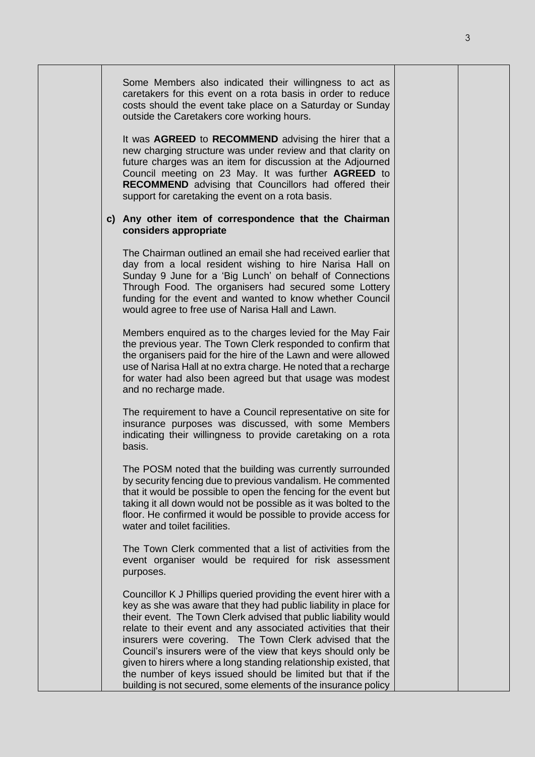Some Members also indicated their willingness to act as caretakers for this event on a rota basis in order to reduce costs should the event take place on a Saturday or Sunday outside the Caretakers core working hours.

It was **AGREED** to **RECOMMEND** advising the hirer that a new charging structure was under review and that clarity on future charges was an item for discussion at the Adjourned Council meeting on 23 May. It was further **AGREED** to **RECOMMEND** advising that Councillors had offered their support for caretaking the event on a rota basis.

**c) Any other item of correspondence that the Chairman considers appropriate**

The Chairman outlined an email she had received earlier that day from a local resident wishing to hire Narisa Hall on Sunday 9 June for a 'Big Lunch' on behalf of Connections Through Food. The organisers had secured some Lottery funding for the event and wanted to know whether Council would agree to free use of Narisa Hall and Lawn.

Members enquired as to the charges levied for the May Fair the previous year. The Town Clerk responded to confirm that the organisers paid for the hire of the Lawn and were allowed use of Narisa Hall at no extra charge. He noted that a recharge for water had also been agreed but that usage was modest and no recharge made.

The requirement to have a Council representative on site for insurance purposes was discussed, with some Members indicating their willingness to provide caretaking on a rota basis.

The POSM noted that the building was currently surrounded by security fencing due to previous vandalism. He commented that it would be possible to open the fencing for the event but taking it all down would not be possible as it was bolted to the floor. He confirmed it would be possible to provide access for water and toilet facilities.

The Town Clerk commented that a list of activities from the event organiser would be required for risk assessment purposes.

Councillor K J Phillips queried providing the event hirer with a key as she was aware that they had public liability in place for their event. The Town Clerk advised that public liability would relate to their event and any associated activities that their insurers were covering. The Town Clerk advised that the Council's insurers were of the view that keys should only be given to hirers where a long standing relationship existed, that the number of keys issued should be limited but that if the building is not secured, some elements of the insurance policy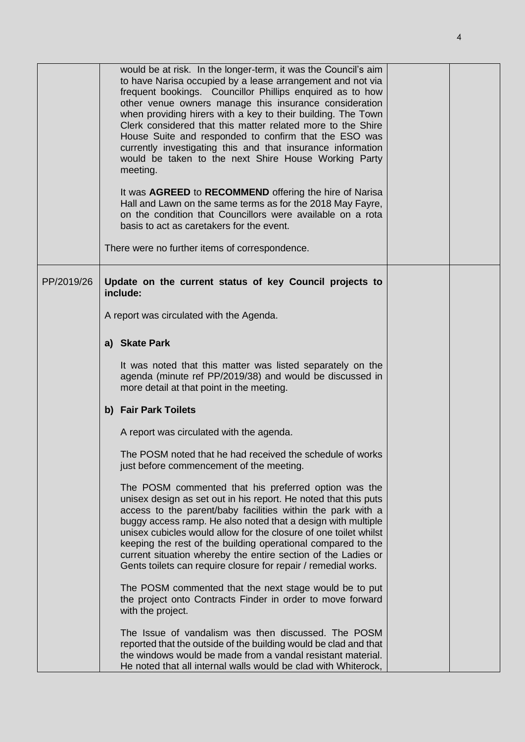| | | | |
|---|---|---|---|
| | would be at risk. In the longer-term, it was the Council's aim to have Narisa occupied by a lease arrangement and not via frequent bookings. Councillor Phillips enquired as to how other venue owners manage this insurance consideration when providing hirers with a key to their building. The Town Clerk considered that this matter related more to the Shire House Suite and responded to confirm that the ESO was currently investigating this and that insurance information would be taken to the next Shire House Working Party meeting.<br><br>It was **AGREED** to **RECOMMEND** offering the hire of Narisa Hall and Lawn on the same terms as for the 2018 May Fayre, on the condition that Councillors were available on a rota basis to act as caretakers for the event.<br><br>There were no further items of correspondence. | | |
| PP/2019/26 | **Update on the current status of key Council projects to include:**<br><br>A report was circulated with the Agenda.<br><br>**a) Skate Park**<br><br>It was noted that this matter was listed separately on the agenda (minute ref PP/2019/38) and would be discussed in more detail at that point in the meeting.<br><br>**b) Fair Park Toilets**<br><br>A report was circulated with the agenda.<br><br>The POSM noted that he had received the schedule of works just before commencement of the meeting.<br><br>The POSM commented that his preferred option was the unisex design as set out in his report. He noted that this puts access to the parent/baby facilities within the park with a buggy access ramp. He also noted that a design with multiple unisex cubicles would allow for the closure of one toilet whilst keeping the rest of the building operational compared to the current situation whereby the entire section of the Ladies or Gents toilets can require closure for repair / remedial works.<br><br>The POSM commented that the next stage would be to put the project onto Contracts Finder in order to move forward with the project.<br><br>The Issue of vandalism was then discussed. The POSM reported that the outside of the building would be clad and that the windows would be made from a vandal resistant material. He noted that all internal walls would be clad with Whiterock, | | |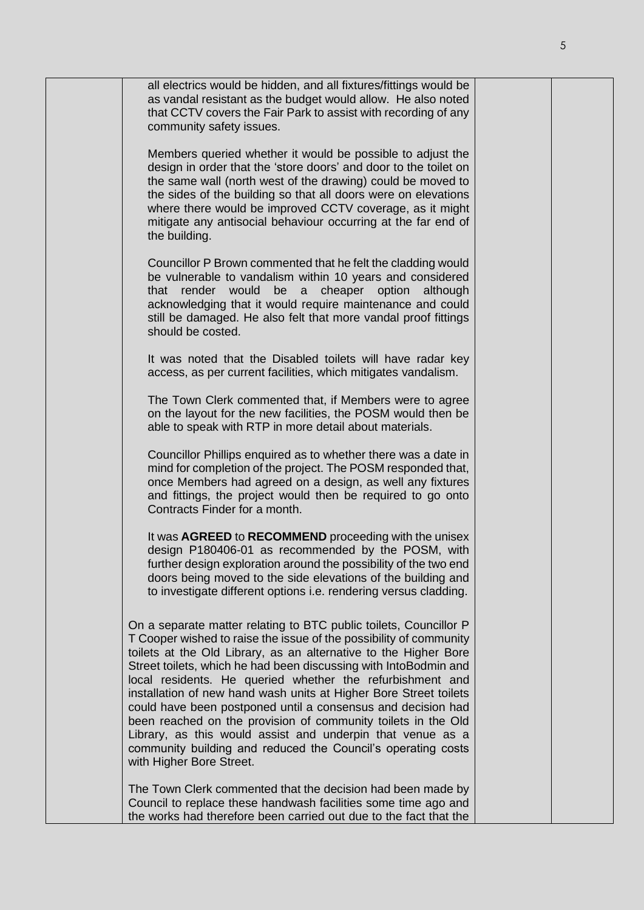all electrics would be hidden, and all fixtures/fittings would be as vandal resistant as the budget would allow. He also noted that CCTV covers the Fair Park to assist with recording of any community safety issues.

Members queried whether it would be possible to adjust the design in order that the 'store doors' and door to the toilet on the same wall (north west of the drawing) could be moved to the sides of the building so that all doors were on elevations where there would be improved CCTV coverage, as it might mitigate any antisocial behaviour occurring at the far end of the building.

Councillor P Brown commented that he felt the cladding would be vulnerable to vandalism within 10 years and considered that render would be a cheaper option although acknowledging that it would require maintenance and could still be damaged. He also felt that more vandal proof fittings should be costed.

It was noted that the Disabled toilets will have radar key access, as per current facilities, which mitigates vandalism.

The Town Clerk commented that, if Members were to agree on the layout for the new facilities, the POSM would then be able to speak with RTP in more detail about materials.

Councillor Phillips enquired as to whether there was a date in mind for completion of the project. The POSM responded that, once Members had agreed on a design, as well any fixtures and fittings, the project would then be required to go onto Contracts Finder for a month.

It was **AGREED** to **RECOMMEND** proceeding with the unisex design P180406-01 as recommended by the POSM, with further design exploration around the possibility of the two end doors being moved to the side elevations of the building and to investigate different options i.e. rendering versus cladding.

On a separate matter relating to BTC public toilets, Councillor P T Cooper wished to raise the issue of the possibility of community toilets at the Old Library, as an alternative to the Higher Bore Street toilets, which he had been discussing with IntoBodmin and local residents. He queried whether the refurbishment and installation of new hand wash units at Higher Bore Street toilets could have been postponed until a consensus and decision had been reached on the provision of community toilets in the Old Library, as this would assist and underpin that venue as a community building and reduced the Council's operating costs with Higher Bore Street.

The Town Clerk commented that the decision had been made by Council to replace these handwash facilities some time ago and the works had therefore been carried out due to the fact that the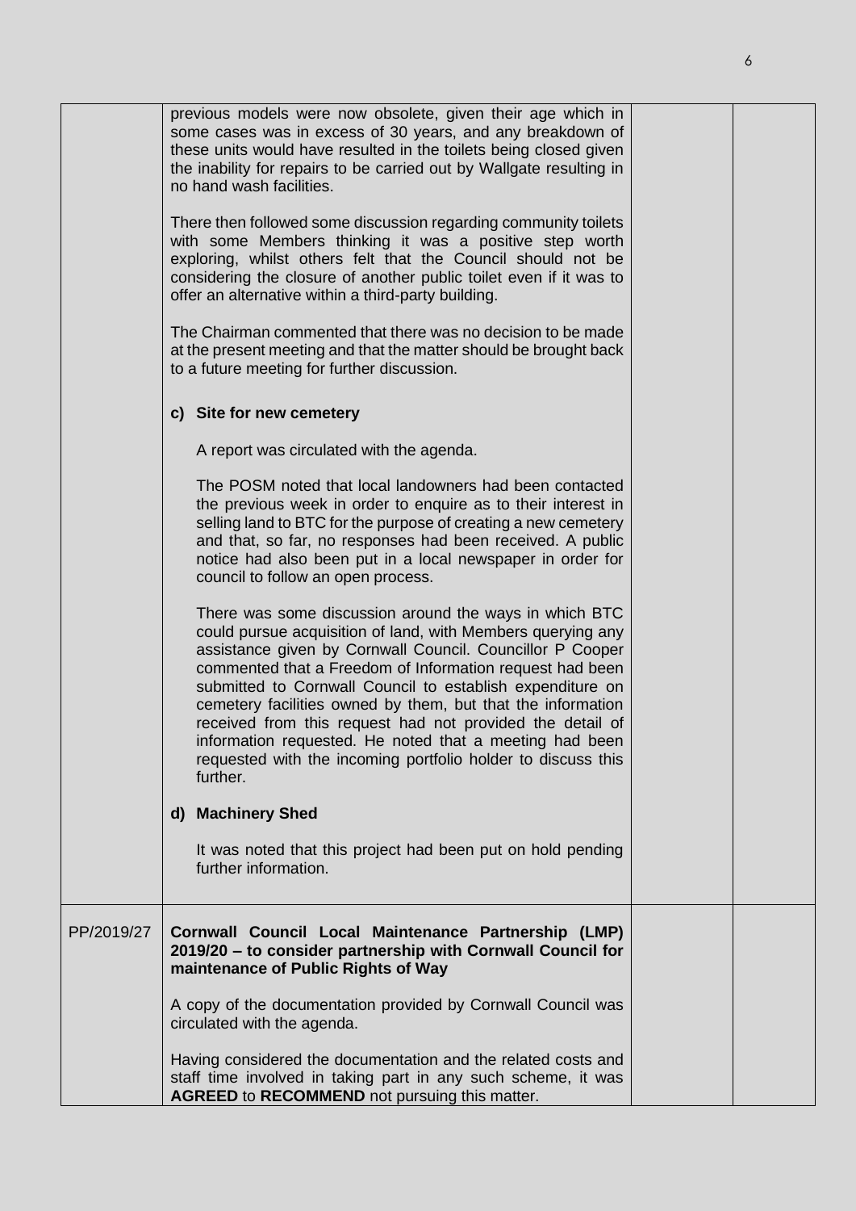| | | | |
|---|---|---|---|
| | previous models were now obsolete, given their age which in some cases was in excess of 30 years, and any breakdown of these units would have resulted in the toilets being closed given the inability for repairs to be carried out by Wallgate resulting in no hand wash facilities.<br><br>There then followed some discussion regarding community toilets with some Members thinking it was a positive step worth exploring, whilst others felt that the Council should not be considering the closure of another public toilet even if it was to offer an alternative within a third-party building.<br><br>The Chairman commented that there was no decision to be made at the present meeting and that the matter should be brought back to a future meeting for further discussion.<br><br>**c) Site for new cemetery**<br><br>A report was circulated with the agenda.<br><br>The POSM noted that local landowners had been contacted the previous week in order to enquire as to their interest in selling land to BTC for the purpose of creating a new cemetery and that, so far, no responses had been received. A public notice had also been put in a local newspaper in order for council to follow an open process.<br><br>There was some discussion around the ways in which BTC could pursue acquisition of land, with Members querying any assistance given by Cornwall Council. Councillor P Cooper commented that a Freedom of Information request had been submitted to Cornwall Council to establish expenditure on cemetery facilities owned by them, but that the information received from this request had not provided the detail of information requested. He noted that a meeting had been requested with the incoming portfolio holder to discuss this further.<br><br>**d) Machinery Shed**<br><br>It was noted that this project had been put on hold pending further information. | | |
| PP/2019/27 | **Cornwall Council Local Maintenance Partnership (LMP) 2019/20 – to consider partnership with Cornwall Council for maintenance of Public Rights of Way**<br><br>A copy of the documentation provided by Cornwall Council was circulated with the agenda.<br><br>Having considered the documentation and the related costs and staff time involved in taking part in any such scheme, it was **AGREED** to **RECOMMEND** not pursuing this matter. | | |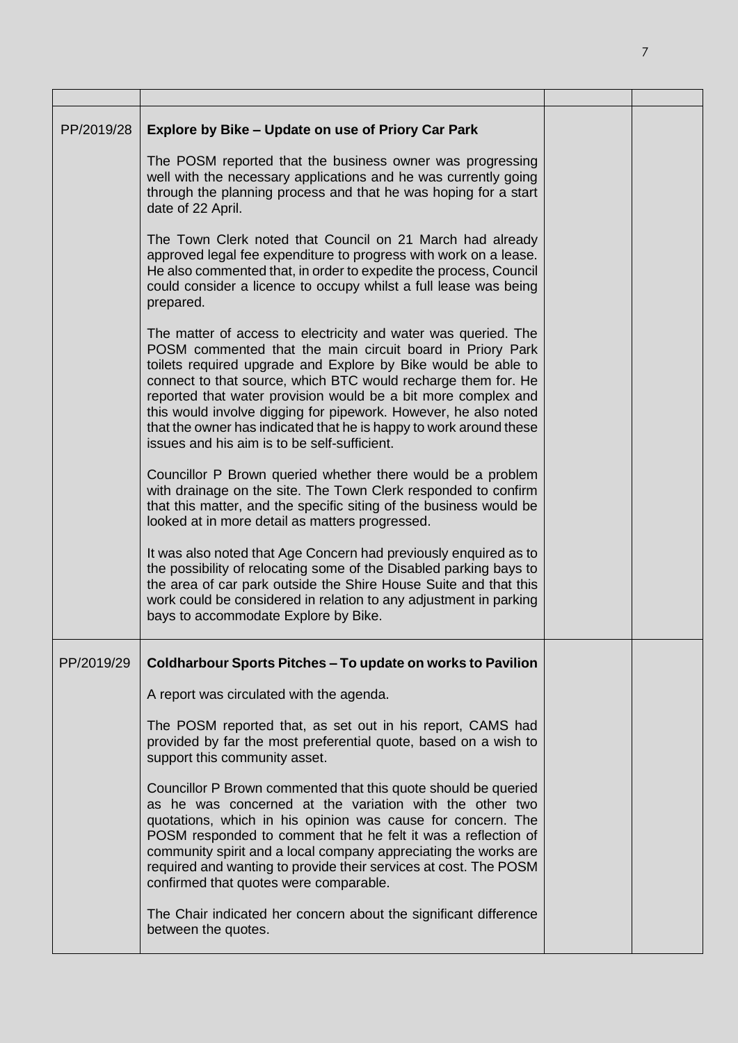| | | | |
|---|---|---|---|
| PP/2019/28 | **Explore by Bike – Update on use of Priory Car Park**<br><br>The POSM reported that the business owner was progressing well with the necessary applications and he was currently going through the planning process and that he was hoping for a start date of 22 April.<br><br>The Town Clerk noted that Council on 21 March had already approved legal fee expenditure to progress with work on a lease. He also commented that, in order to expedite the process, Council could consider a licence to occupy whilst a full lease was being prepared.<br><br>The matter of access to electricity and water was queried. The POSM commented that the main circuit board in Priory Park toilets required upgrade and Explore by Bike would be able to connect to that source, which BTC would recharge them for. He reported that water provision would be a bit more complex and this would involve digging for pipework. However, he also noted that the owner has indicated that he is happy to work around these issues and his aim is to be self-sufficient.<br><br>Councillor P Brown queried whether there would be a problem with drainage on the site. The Town Clerk responded to confirm that this matter, and the specific siting of the business would be looked at in more detail as matters progressed.<br><br>It was also noted that Age Concern had previously enquired as to the possibility of relocating some of the Disabled parking bays to the area of car park outside the Shire House Suite and that this work could be considered in relation to any adjustment in parking bays to accommodate Explore by Bike. | | |
| PP/2019/29 | **Coldharbour Sports Pitches – To update on works to Pavilion**<br><br>A report was circulated with the agenda.<br><br>The POSM reported that, as set out in his report, CAMS had provided by far the most preferential quote, based on a wish to support this community asset.<br><br>Councillor P Brown commented that this quote should be queried as he was concerned at the variation with the other two quotations, which in his opinion was cause for concern. The POSM responded to comment that he felt it was a reflection of community spirit and a local company appreciating the works are required and wanting to provide their services at cost. The POSM confirmed that quotes were comparable.<br><br>The Chair indicated her concern about the significant difference between the quotes. | | |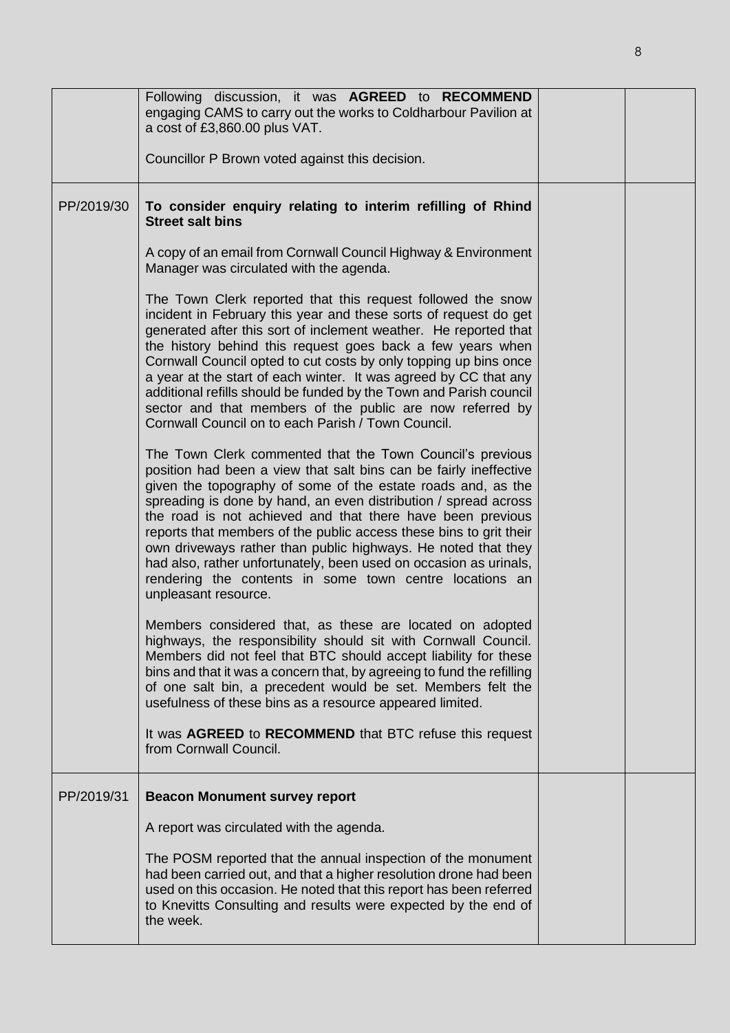| | | | |
|---|---|---|---|
| | Following discussion, it was **AGREED** to **RECOMMEND** engaging CAMS to carry out the works to Coldharbour Pavilion at a cost of £3,860.00 plus VAT.<br><br>Councillor P Brown voted against this decision. | | |
| PP/2019/30 | **To consider enquiry relating to interim refilling of Rhind Street salt bins**<br><br>A copy of an email from Cornwall Council Highway & Environment Manager was circulated with the agenda.<br><br>The Town Clerk reported that this request followed the snow incident in February this year and these sorts of request do get generated after this sort of inclement weather. He reported that the history behind this request goes back a few years when Cornwall Council opted to cut costs by only topping up bins once a year at the start of each winter. It was agreed by CC that any additional refills should be funded by the Town and Parish council sector and that members of the public are now referred by Cornwall Council on to each Parish / Town Council.<br><br>The Town Clerk commented that the Town Council's previous position had been a view that salt bins can be fairly ineffective given the topography of some of the estate roads and, as the spreading is done by hand, an even distribution / spread across the road is not achieved and that there have been previous reports that members of the public access these bins to grit their own driveways rather than public highways. He noted that they had also, rather unfortunately, been used on occasion as urinals, rendering the contents in some town centre locations an unpleasant resource.<br><br>Members considered that, as these are located on adopted highways, the responsibility should sit with Cornwall Council. Members did not feel that BTC should accept liability for these bins and that it was a concern that, by agreeing to fund the refilling of one salt bin, a precedent would be set. Members felt the usefulness of these bins as a resource appeared limited.<br><br>It was **AGREED** to **RECOMMEND** that BTC refuse this request from Cornwall Council. | | |
| PP/2019/31 | **Beacon Monument survey report**<br><br>A report was circulated with the agenda.<br><br>The POSM reported that the annual inspection of the monument had been carried out, and that a higher resolution drone had been used on this occasion. He noted that this report has been referred to Knevitts Consulting and results were expected by the end of the week. | | |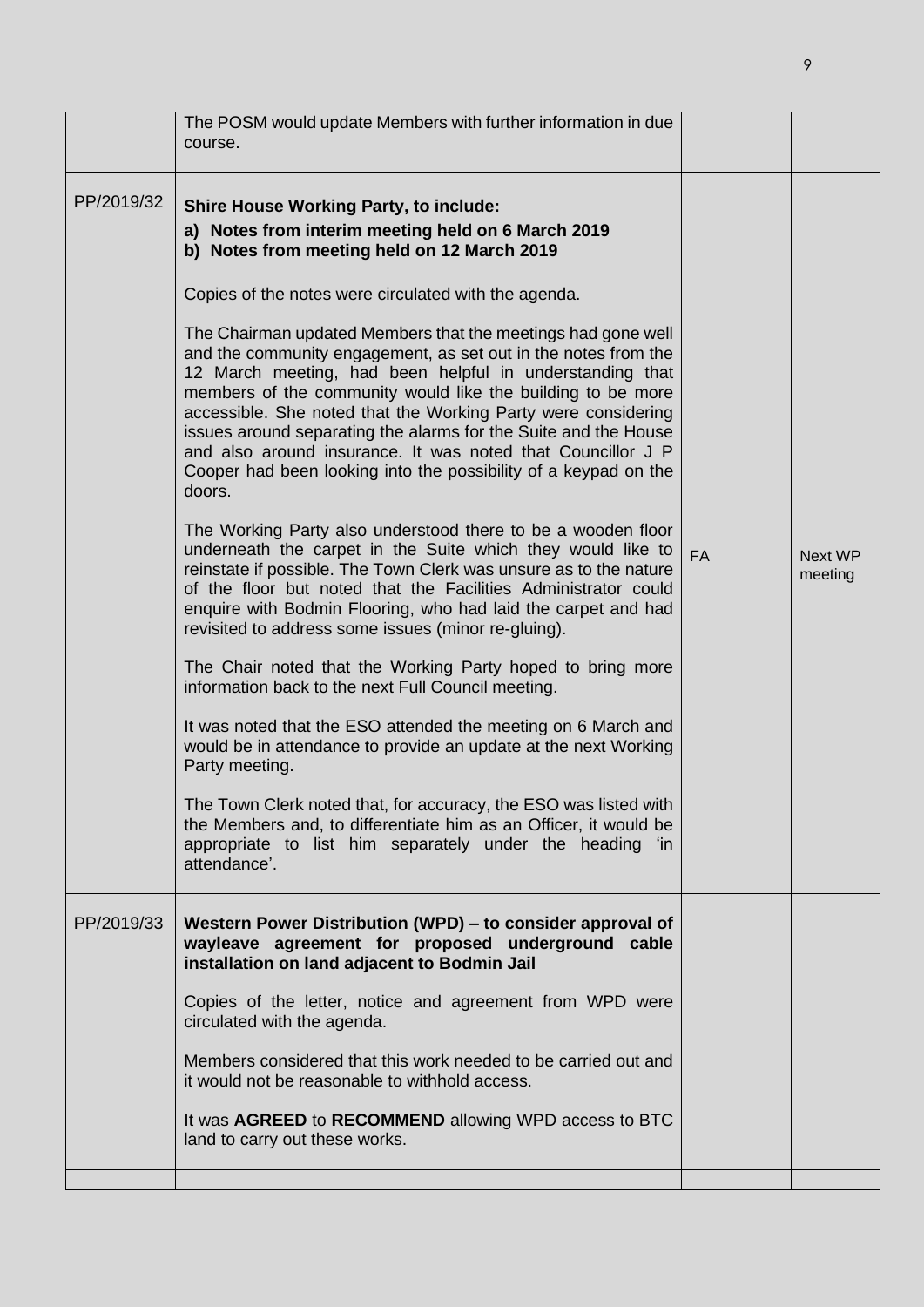| | | | |
|---|---|---|---|
| | The POSM would update Members with further information in due course. | | |
| PP/2019/32 | **Shire House Working Party, to include:**<br>**a) Notes from interim meeting held on 6 March 2019**<br>**b) Notes from meeting held on 12 March 2019**<br><br>Copies of the notes were circulated with the agenda.<br><br>The Chairman updated Members that the meetings had gone well and the community engagement, as set out in the notes from the 12 March meeting, had been helpful in understanding that members of the community would like the building to be more accessible. She noted that the Working Party were considering issues around separating the alarms for the Suite and the House and also around insurance. It was noted that Councillor J P Cooper had been looking into the possibility of a keypad on the doors.<br><br>The Working Party also understood there to be a wooden floor underneath the carpet in the Suite which they would like to reinstate if possible. The Town Clerk was unsure as to the nature of the floor but noted that the Facilities Administrator could enquire with Bodmin Flooring, who had laid the carpet and had revisited to address some issues (minor re-gluing).<br><br>The Chair noted that the Working Party hoped to bring more information back to the next Full Council meeting.<br><br>It was noted that the ESO attended the meeting on 6 March and would be in attendance to provide an update at the next Working Party meeting.<br><br>The Town Clerk noted that, for accuracy, the ESO was listed with the Members and, to differentiate him as an Officer, it would be appropriate to list him separately under the heading 'in attendance'. | FA | Next WP meeting |
| PP/2019/33 | **Western Power Distribution (WPD) – to consider approval of wayleave agreement for proposed underground cable installation on land adjacent to Bodmin Jail**<br><br>Copies of the letter, notice and agreement from WPD were circulated with the agenda.<br><br>Members considered that this work needed to be carried out and it would not be reasonable to withhold access.<br><br>It was **AGREED** to **RECOMMEND** allowing WPD access to BTC land to carry out these works. | | |
| | | | |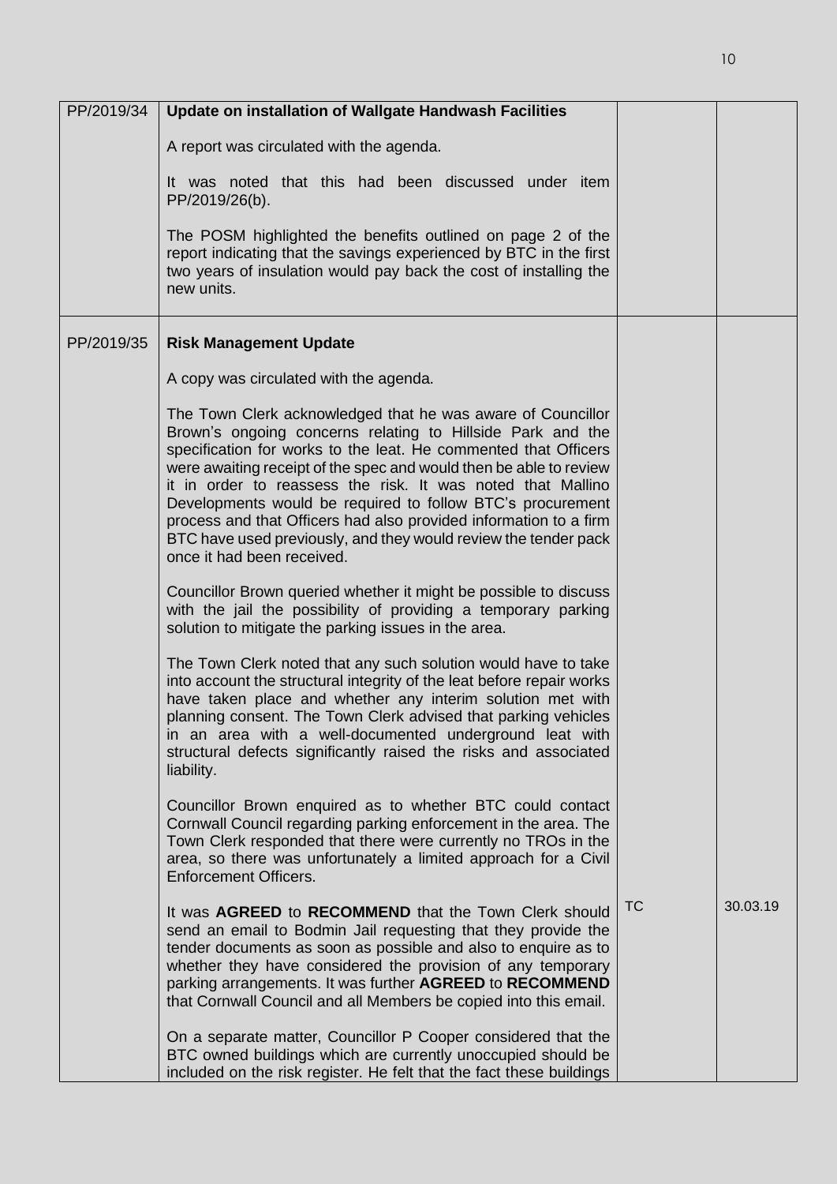| | | | |
|---|---|---|---|
| PP/2019/34 | **Update on installation of Wallgate Handwash Facilities**<br><br>A report was circulated with the agenda.<br><br>It was noted that this had been discussed under item PP/2019/26(b).<br><br>The POSM highlighted the benefits outlined on page 2 of the report indicating that the savings experienced by BTC in the first two years of insulation would pay back the cost of installing the new units. | | |
| PP/2019/35 | **Risk Management Update**<br><br>A copy was circulated with the agenda.<br><br>The Town Clerk acknowledged that he was aware of Councillor Brown's ongoing concerns relating to Hillside Park and the specification for works to the leat. He commented that Officers were awaiting receipt of the spec and would then be able to review it in order to reassess the risk. It was noted that Mallino Developments would be required to follow BTC's procurement process and that Officers had also provided information to a firm BTC have used previously, and they would review the tender pack once it had been received.<br><br>Councillor Brown queried whether it might be possible to discuss with the jail the possibility of providing a temporary parking solution to mitigate the parking issues in the area.<br><br>The Town Clerk noted that any such solution would have to take into account the structural integrity of the leat before repair works have taken place and whether any interim solution met with planning consent. The Town Clerk advised that parking vehicles in an area with a well-documented underground leat with structural defects significantly raised the risks and associated liability.<br><br>Councillor Brown enquired as to whether BTC could contact Cornwall Council regarding parking enforcement in the area. The Town Clerk responded that there were currently no TROs in the area, so there was unfortunately a limited approach for a Civil Enforcement Officers.<br><br>It was **AGREED** to **RECOMMEND** that the Town Clerk should send an email to Bodmin Jail requesting that they provide the tender documents as soon as possible and also to enquire as to whether they have considered the provision of any temporary parking arrangements. It was further **AGREED** to **RECOMMEND** that Cornwall Council and all Members be copied into this email.<br><br>On a separate matter, Councillor P Cooper considered that the BTC owned buildings which are currently unoccupied should be included on the risk register. He felt that the fact these buildings | TC | 30.03.19 |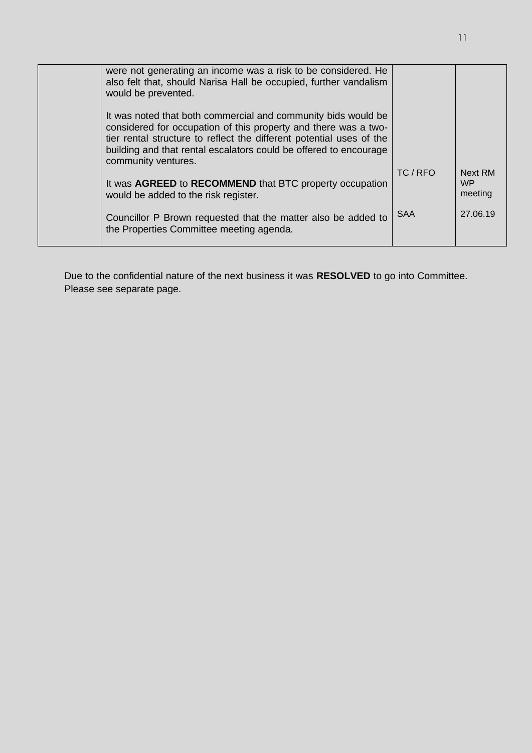| | | | |
|---|---|---|---|
| | were not generating an income was a risk to be considered. He also felt that, should Narisa Hall be occupied, further vandalism would be prevented.<br><br>It was noted that both commercial and community bids would be considered for occupation of this property and there was a two-tier rental structure to reflect the different potential uses of the building and that rental escalators could be offered to encourage community ventures. | | |
| | It was **AGREED** to **RECOMMEND** that BTC property occupation would be added to the risk register. | TC / RFO | Next RM WP meeting |
| | Councillor P Brown requested that the matter also be added to the Properties Committee meeting agenda. | SAA | 27.06.19 |

Due to the confidential nature of the next business it was **RESOLVED** to go into Committee. Please see separate page.